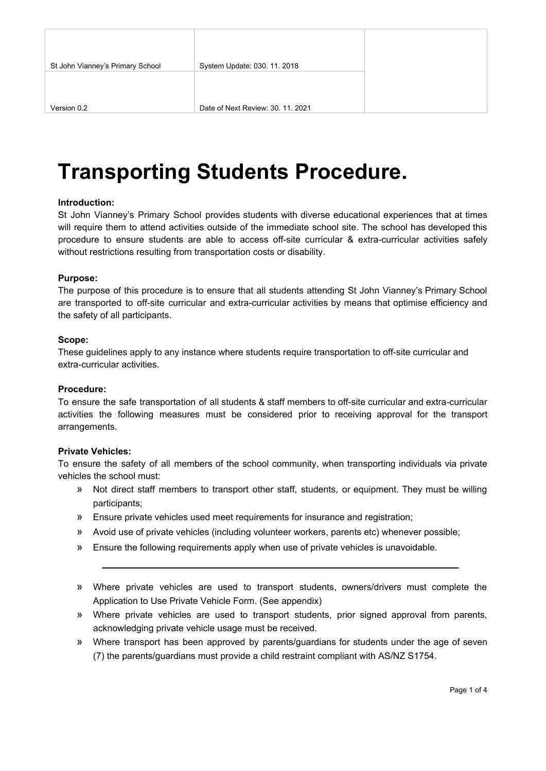# Transporting Students Procedure.

**Introduction:**

St John Vianney's Primary School provides students with diverse educational experiences that at times will require them to attend activities outside of the immediate school site. The school has developed this procedure to ensure students are able to access off-site curricular & extra-curricular activities safely without restrictions resulting from transportation costs or disability.

**Purpose:**

The purpose of this procedure is to ensure that all students attending St John Vianney's Primary School are transported to off-site curricular and extra-curricular activities by means that optimise efficiency and the safety of all participants.

**Scope:**

These guidelines apply to any instance where students require transportation to off-site curricular and extra-curricular activities.

**Procedure:**

To ensure the safe transportation of all students & staff members to off-site curricular and extra-curricular activities the following measures must be considered prior to receiving approval for the transport arrangements.

**Private Vehicles:**

To ensure the safety of all members of the school community, when transporting individuals via private vehicles the school must:

- Not direct staff members to transport other staff, students, or equipment. They must be willing participants;
- Ensure private vehicles used meet requirements for insurance and registration;
- Avoid use of private vehicles (including volunteer workers, parents etc) whenever possible;
- Ensure the following requirements apply when use of private vehicles is unavoidable.

---

- Where private vehicles are used to transport students, owners/drivers must complete the Application to Use Private Vehicle Form. (See appendix)
- Where private vehicles are used to transport students, prior signed approval from parents, acknowledging private vehicle usage must be received.
- Where transport has been approved by parents/guardians for students under the age of seven (7) the parents/guardians must provide a child restraint compliant with AS/NZ S1754.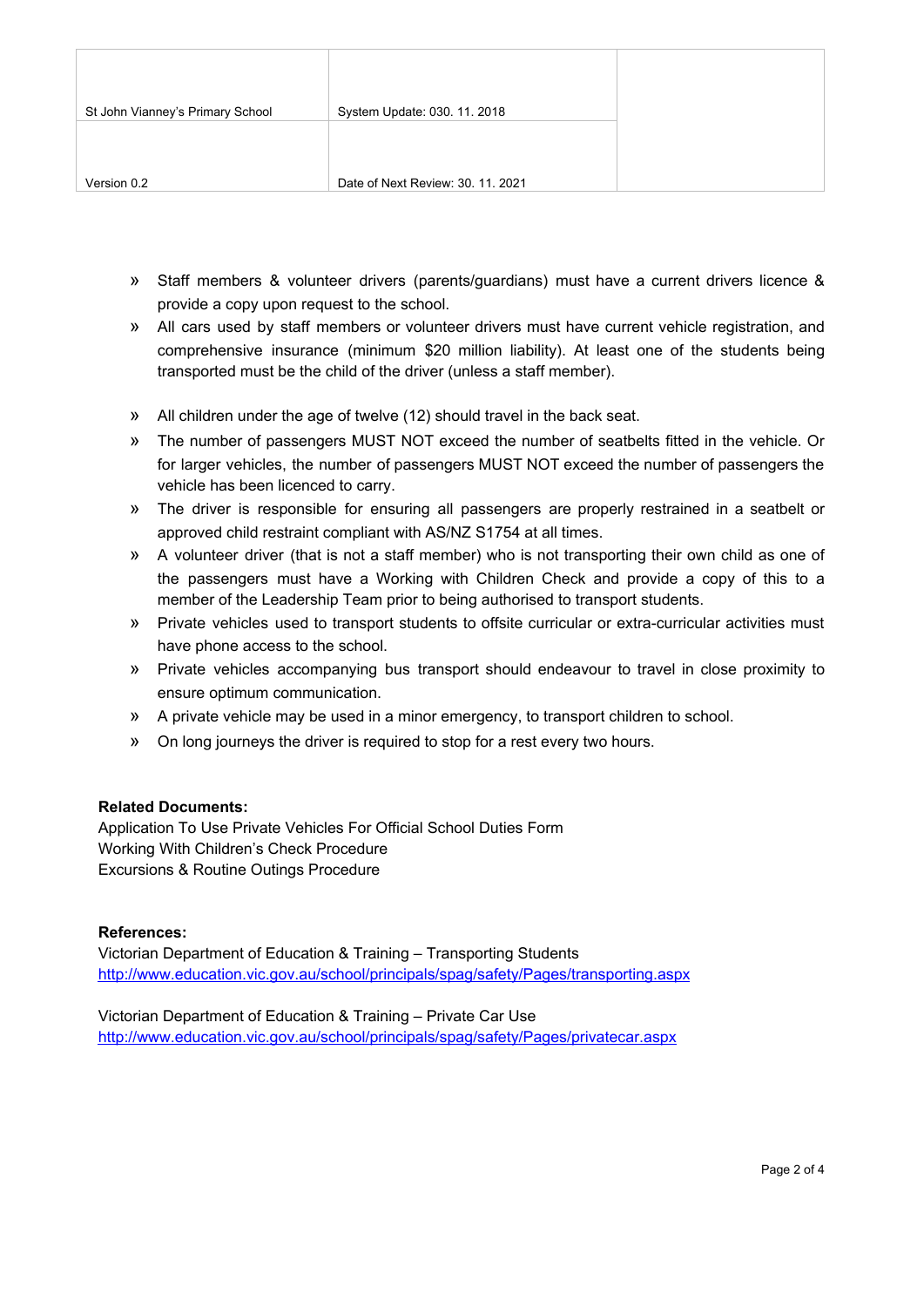- Staff members & volunteer drivers (parents/guardians) must have a current drivers licence & provide a copy upon request to the school.
- All cars used by staff members or volunteer drivers must have current vehicle registration, and comprehensive insurance (minimum $20 million liability). At least one of the students being transported must be the child of the driver (unless a staff member).
- All children under the age of twelve (12) should travel in the back seat.
- The number of passengers MUST NOT exceed the number of seatbelts fitted in the vehicle. Or for larger vehicles, the number of passengers MUST NOT exceed the number of passengers the vehicle has been licenced to carry.
- The driver is responsible for ensuring all passengers are properly restrained in a seatbelt or approved child restraint compliant with AS/NZ S1754 at all times.
- A volunteer driver (that is not a staff member) who is not transporting their own child as one of the passengers must have a Working with Children Check and provide a copy of this to a member of the Leadership Team prior to being authorised to transport students.
- Private vehicles used to transport students to offsite curricular or extra-curricular activities must have phone access to the school.
- Private vehicles accompanying bus transport should endeavour to travel in close proximity to ensure optimum communication.
- A private vehicle may be used in a minor emergency, to transport children to school.
- On long journeys the driver is required to stop for a rest every two hours.

**Related Documents:**
Application To Use Private Vehicles For Official School Duties Form
Working With Children's Check Procedure
Excursions & Routine Outings Procedure

**References:**
Victorian Department of Education & Training – Transporting Students
http://www.education.vic.gov.au/school/principals/spag/safety/Pages/transporting.aspx

Victorian Department of Education & Training – Private Car Use
http://www.education.vic.gov.au/school/principals/spag/safety/Pages/privatecar.aspx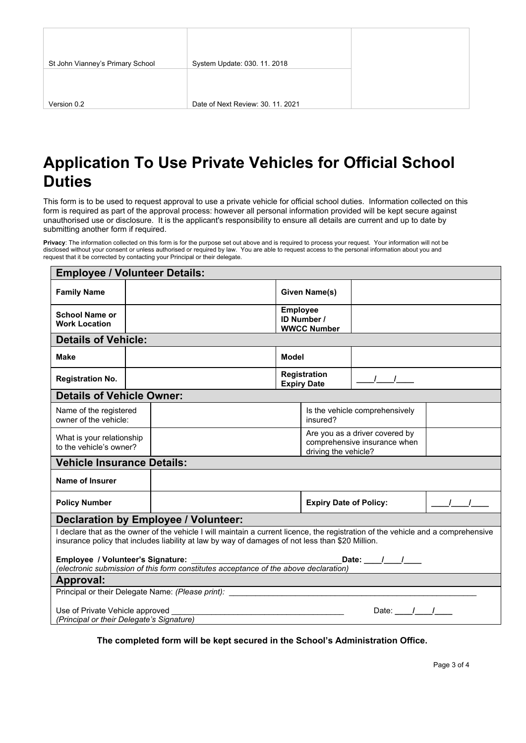| St John Vianney's Primary School | System Update: 030. 11. 2018 | |
|---|---|---|
| Version 0.2 | Date of Next Review: 30. 11. 2021 | |

# Application To Use Private Vehicles for Official School Duties

This form is to be used to request approval to use a private vehicle for official school duties. Information collected on this form is required as part of the approval process: however all personal information provided will be kept secure against unauthorised use or disclosure. It is the applicant's responsibility to ensure all details are current and up to date by submitting another form if required.

**Privacy**: The information collected on this form is for the purpose set out above and is required to process your request. Your information will not be disclosed without your consent or unless authorised or required by law. You are able to request access to the personal information about you and request that it be corrected by contacting your Principal or their delegate.

| **Employee / Volunteer Details:** | | | |
|---|---|---|---|
| **Family Name** | | **Given Name(s)** | |
| **School Name or Work Location** | | **Employee ID Number / WWCC Number** | |
| **Details of Vehicle:** | | | |
| **Make** | | **Model** | |
| **Registration No.** | | **Registration Expiry Date** | ____/____/____ |
| **Details of Vehicle Owner:** | | | |
| Name of the registered owner of the vehicle: | | Is the vehicle comprehensively insured? | |
| What is your relationship to the vehicle's owner? | | Are you as a driver covered by comprehensive insurance when driving the vehicle? | |
| **Vehicle Insurance Details:** | | | |
| **Name of Insurer** | | | |
| **Policy Number** | | **Expiry Date of Policy:** | ____/____/____ |

**Declaration by Employee / Volunteer:**

I declare that as the owner of the vehicle I will maintain a current licence, the registration of the vehicle and a comprehensive insurance policy that includes liability at law by way of damages of not less than $20 Million.

**Employee / Volunteer's Signature:** ________________________________ **Date:** ____/____/____
*(electronic submission of this form constitutes acceptance of the above declaration)*

**Approval:**

Principal or their Delegate Name: *(Please print):* ________________________________________________

Use of Private Vehicle approved ______________________________________ Date: ____/____/____
*(Principal or their Delegate's Signature)*

**The completed form will be kept secured in the School's Administration Office.**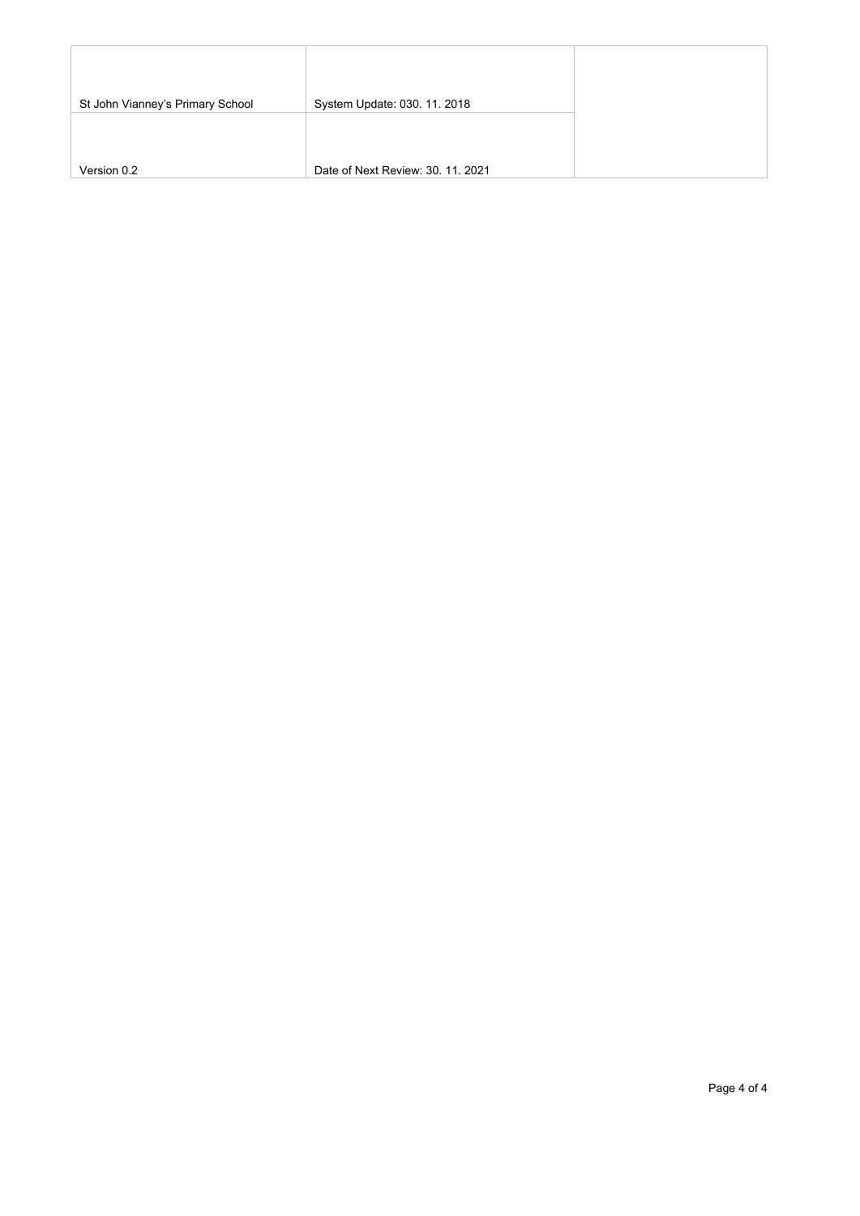| | | |
|---|---|---|
| St John Vianney's Primary School | System Update: 030. 11. 2018 | |
| Version 0.2 | Date of Next Review: 30. 11. 2021 | |